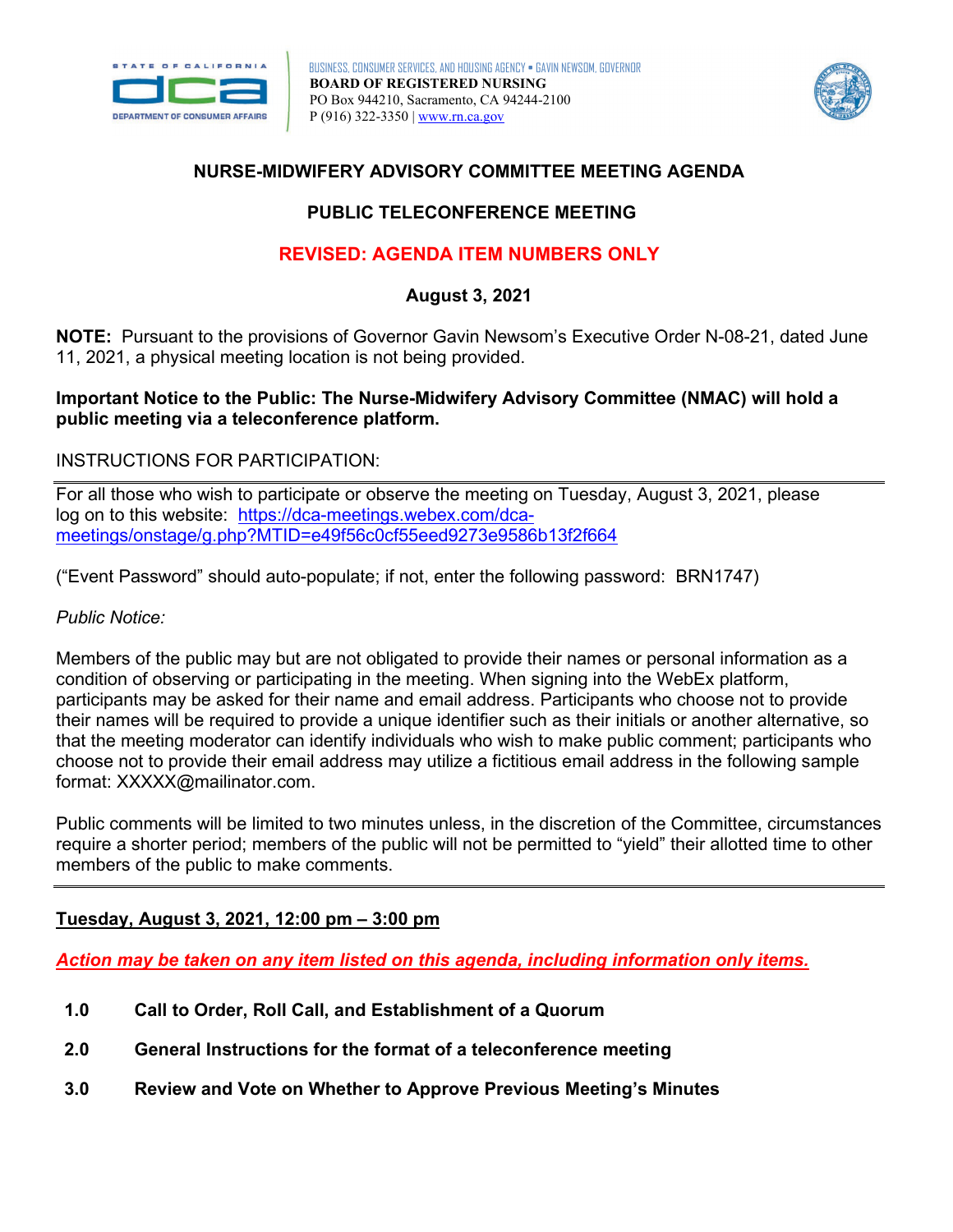BUSINESS, CONSUMER SERVICES, AND HOUSING AGENCY • GAVIN NEWSOM, GOVERNOR
**BOARD OF REGISTERED NURSING**
PO Box 944210, Sacramento, CA 94244-2100
P (916) 322-3350 | www.rn.ca.gov

# NURSE-MIDWIFERY ADVISORY COMMITTEE MEETING AGENDA

## PUBLIC TELECONFERENCE MEETING

## REVISED: AGENDA ITEM NUMBERS ONLY

**August 3, 2021**

**NOTE:** Pursuant to the provisions of Governor Gavin Newsom's Executive Order N-08-21, dated June 11, 2021, a physical meeting location is not being provided.

**Important Notice to the Public: The Nurse-Midwifery Advisory Committee (NMAC) will hold a public meeting via a teleconference platform.**

INSTRUCTIONS FOR PARTICIPATION:

For all those who wish to participate or observe the meeting on Tuesday, August 3, 2021, please log on to this website: https://dca-meetings.webex.com/dca-meetings/onstage/g.php?MTID=e49f56c0cf55eed9273e9586b13f2f664

("Event Password" should auto-populate; if not, enter the following password: BRN1747)

*Public Notice:*

Members of the public may but are not obligated to provide their names or personal information as a condition of observing or participating in the meeting. When signing into the WebEx platform, participants may be asked for their name and email address. Participants who choose not to provide their names will be required to provide a unique identifier such as their initials or another alternative, so that the meeting moderator can identify individuals who wish to make public comment; participants who choose not to provide their email address may utilize a fictitious email address in the following sample format: XXXXX@mailinator.com.

Public comments will be limited to two minutes unless, in the discretion of the Committee, circumstances require a shorter period; members of the public will not be permitted to "yield" their allotted time to other members of the public to make comments.

**Tuesday, August 3, 2021, 12:00 pm – 3:00 pm**

***Action may be taken on any item listed on this agenda, including information only items.***

**1.0 Call to Order, Roll Call, and Establishment of a Quorum**

**2.0 General Instructions for the format of a teleconference meeting**

**3.0 Review and Vote on Whether to Approve Previous Meeting's Minutes**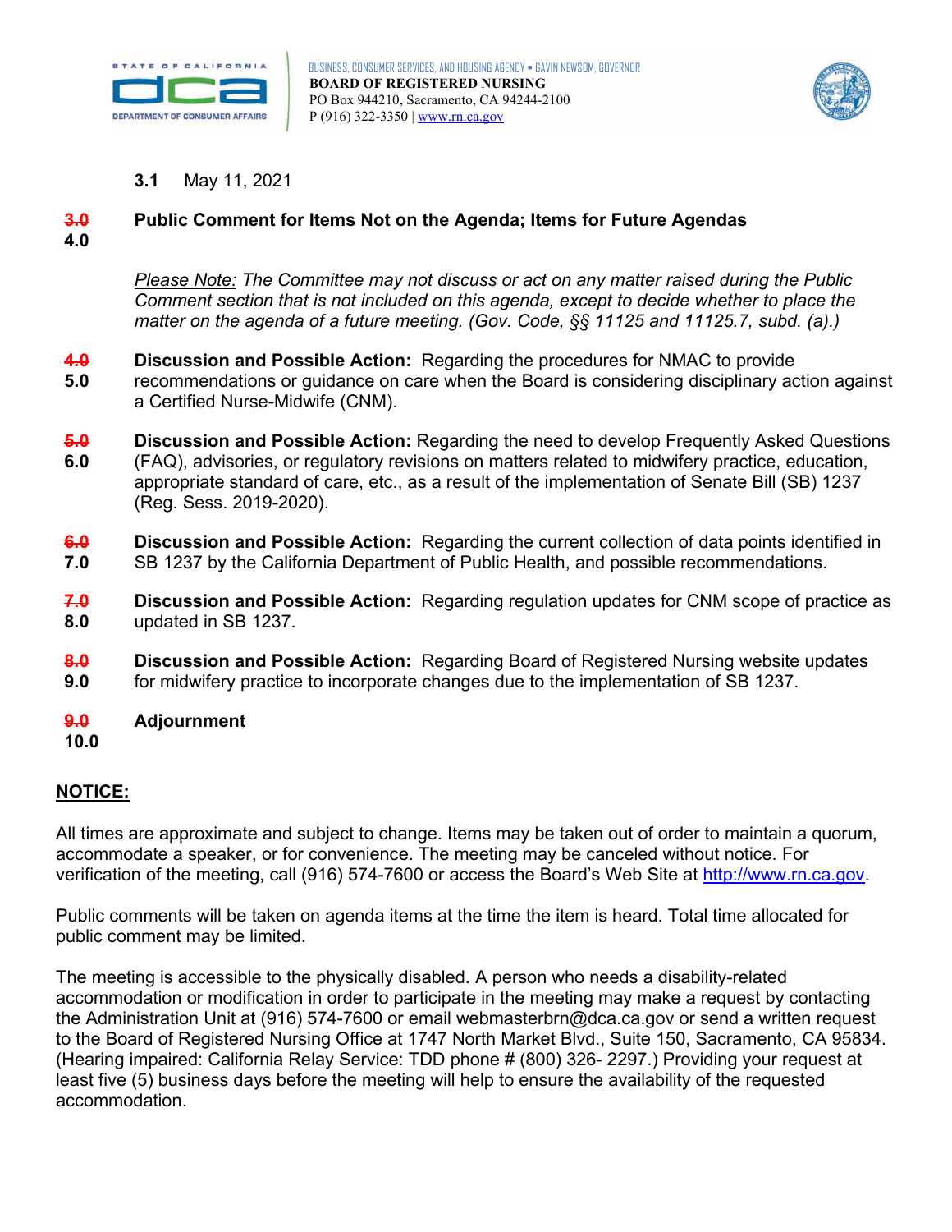BUSINESS, CONSUMER SERVICES, AND HOUSING AGENCY • GAVIN NEWSOM, GOVERNOR
**BOARD OF REGISTERED NURSING**
PO Box 944210, Sacramento, CA 94244-2100
P (916) 322-3350 | www.rn.ca.gov

**3.1** May 11, 2021

~~3.0~~ **4.0** **Public Comment for Items Not on the Agenda; Items for Future Agendas**

*Please Note: The Committee may not discuss or act on any matter raised during the Public Comment section that is not included on this agenda, except to decide whether to place the matter on the agenda of a future meeting. (Gov. Code, §§ 11125 and 11125.7, subd. (a).)*

~~4.0~~ **5.0** **Discussion and Possible Action:** Regarding the procedures for NMAC to provide recommendations or guidance on care when the Board is considering disciplinary action against a Certified Nurse-Midwife (CNM).

~~5.0~~ **6.0** **Discussion and Possible Action:** Regarding the need to develop Frequently Asked Questions (FAQ), advisories, or regulatory revisions on matters related to midwifery practice, education, appropriate standard of care, etc., as a result of the implementation of Senate Bill (SB) 1237 (Reg. Sess. 2019-2020).

~~6.0~~ **7.0** **Discussion and Possible Action:** Regarding the current collection of data points identified in SB 1237 by the California Department of Public Health, and possible recommendations.

~~7.0~~ **8.0** **Discussion and Possible Action:** Regarding regulation updates for CNM scope of practice as updated in SB 1237.

~~8.0~~ **9.0** **Discussion and Possible Action:** Regarding Board of Registered Nursing website updates for midwifery practice to incorporate changes due to the implementation of SB 1237.

~~9.0~~ **10.0** **Adjournment**

## NOTICE:

All times are approximate and subject to change. Items may be taken out of order to maintain a quorum, accommodate a speaker, or for convenience. The meeting may be canceled without notice. For verification of the meeting, call (916) 574-7600 or access the Board's Web Site at http://www.rn.ca.gov.

Public comments will be taken on agenda items at the time the item is heard. Total time allocated for public comment may be limited.

The meeting is accessible to the physically disabled. A person who needs a disability-related accommodation or modification in order to participate in the meeting may make a request by contacting the Administration Unit at (916) 574-7600 or email webmasterbrn@dca.ca.gov or send a written request to the Board of Registered Nursing Office at 1747 North Market Blvd., Suite 150, Sacramento, CA 95834. (Hearing impaired: California Relay Service: TDD phone # (800) 326- 2297.) Providing your request at least five (5) business days before the meeting will help to ensure the availability of the requested accommodation.